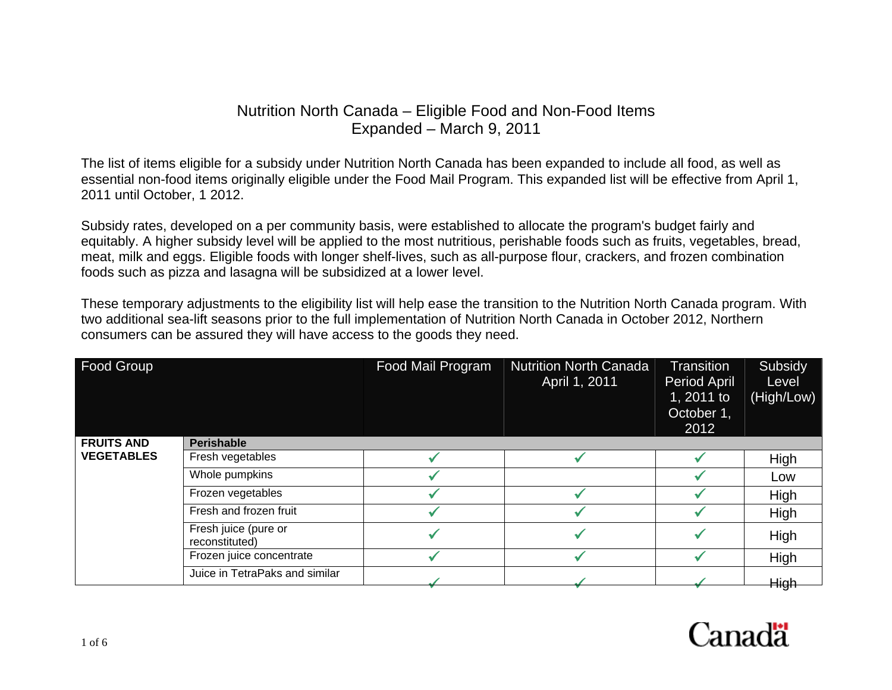# Nutrition North Canada – Eligible Food and Non-Food Items
## Expanded – March 9, 2011

The list of items eligible for a subsidy under Nutrition North Canada has been expanded to include all food, as well as essential non-food items originally eligible under the Food Mail Program. This expanded list will be effective from April 1, 2011 until October, 1 2012.

Subsidy rates, developed on a per community basis, were established to allocate the program's budget fairly and equitably. A higher subsidy level will be applied to the most nutritious, perishable foods such as fruits, vegetables, bread, meat, milk and eggs. Eligible foods with longer shelf-lives, such as all-purpose flour, crackers, and frozen combination foods such as pizza and lasagna will be subsidized at a lower level.

These temporary adjustments to the eligibility list will help ease the transition to the Nutrition North Canada program. With two additional sea-lift seasons prior to the full implementation of Nutrition North Canada in October 2012, Northern consumers can be assured they will have access to the goods they need.

| Food Group | | Food Mail Program | Nutrition North Canada April 1, 2011 | Transition Period April 1, 2011 to October 1, 2012 | Subsidy Level (High/Low) |
|---|---|---|---|---|---|
| **FRUITS AND VEGETABLES** | **Perishable** | | | | |
| | Fresh vegetables | ✓ | ✓ | ✓ | High |
| | Whole pumpkins | ✓ | | ✓ | Low |
| | Frozen vegetables | ✓ | ✓ | ✓ | High |
| | Fresh and frozen fruit | ✓ | ✓ | ✓ | High |
| | Fresh juice (pure or reconstituted) | ✓ | ✓ | ✓ | High |
| | Frozen juice concentrate | ✓ | ✓ | ✓ | High |
| | Juice in TetraPaks and similar | ✓ | ✓ | ✓ | High |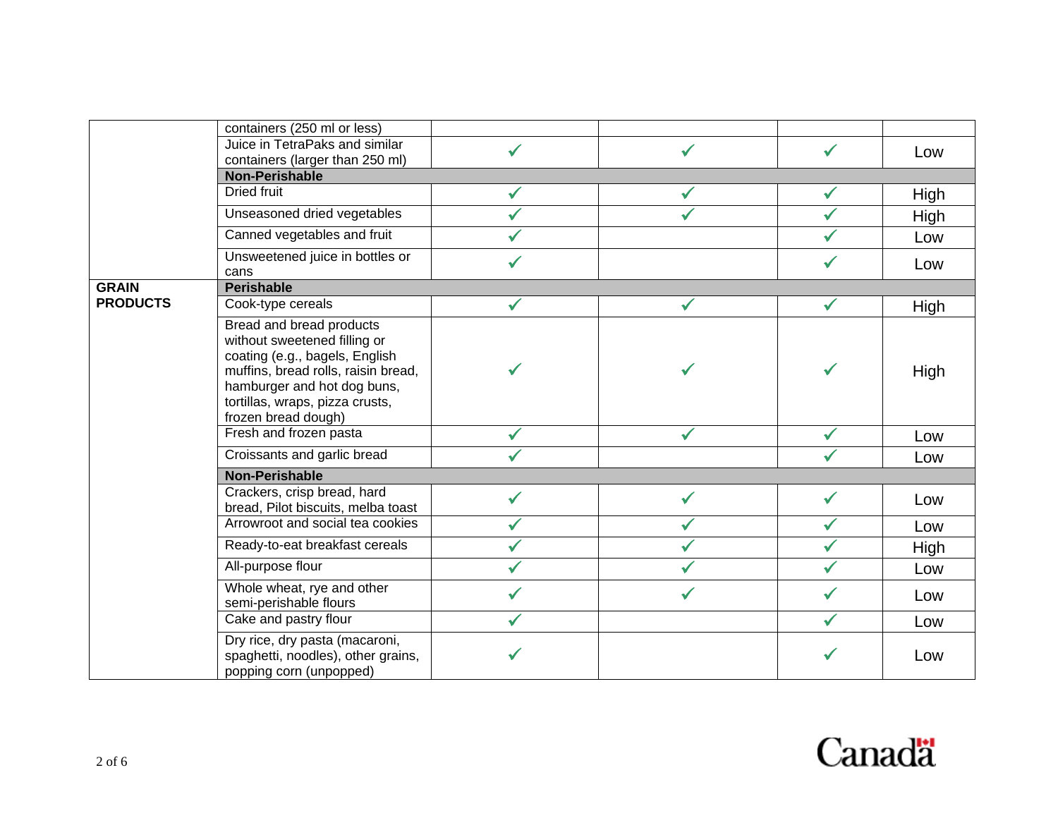| | | | | | |
|---|---|---|---|---|---|
| | containers (250 ml or less) | | | | |
| | Juice in TetraPaks and similar containers (larger than 250 ml) | ✓ | ✓ | ✓ | Low |
| | **Non-Perishable** | | | | |
| | Dried fruit | ✓ | ✓ | ✓ | High |
| | Unseasoned dried vegetables | ✓ | ✓ | ✓ | High |
| | Canned vegetables and fruit | ✓ | | ✓ | Low |
| | Unsweetened juice in bottles or cans | ✓ | | ✓ | Low |
| **GRAIN PRODUCTS** | **Perishable** | | | | |
| | Cook-type cereals | ✓ | ✓ | ✓ | High |
| | Bread and bread products without sweetened filling or coating (e.g., bagels, English muffins, bread rolls, raisin bread, hamburger and hot dog buns, tortillas, wraps, pizza crusts, frozen bread dough) | ✓ | ✓ | ✓ | High |
| | Fresh and frozen pasta | ✓ | ✓ | ✓ | Low |
| | Croissants and garlic bread | ✓ | | ✓ | Low |
| | **Non-Perishable** | | | | |
| | Crackers, crisp bread, hard bread, Pilot biscuits, melba toast | ✓ | ✓ | ✓ | Low |
| | Arrowroot and social tea cookies | ✓ | ✓ | ✓ | Low |
| | Ready-to-eat breakfast cereals | ✓ | ✓ | ✓ | High |
| | All-purpose flour | ✓ | ✓ | ✓ | Low |
| | Whole wheat, rye and other semi-perishable flours | ✓ | ✓ | ✓ | Low |
| | Cake and pastry flour | ✓ | | ✓ | Low |
| | Dry rice, dry pasta (macaroni, spaghetti, noodles), other grains, popping corn (unpopped) | ✓ | | ✓ | Low |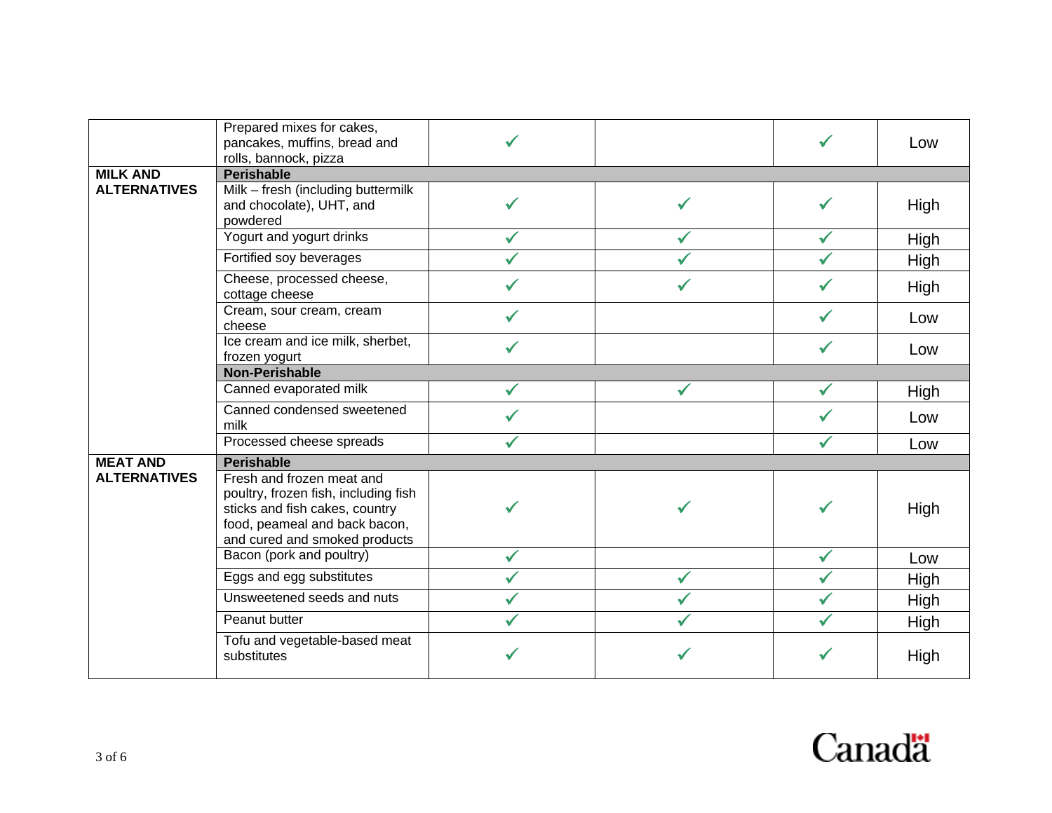| | | | | | |
|---|---|---|---|---|---|
| | Prepared mixes for cakes, pancakes, muffins, bread and rolls, bannock, pizza | ✓ | | ✓ | Low |
| **MILK AND ALTERNATIVES** | **Perishable** | | | | |
| | Milk – fresh (including buttermilk and chocolate), UHT, and powdered | ✓ | ✓ | ✓ | High |
| | Yogurt and yogurt drinks | ✓ | ✓ | ✓ | High |
| | Fortified soy beverages | ✓ | ✓ | ✓ | High |
| | Cheese, processed cheese, cottage cheese | ✓ | ✓ | ✓ | High |
| | Cream, sour cream, cream cheese | ✓ | | ✓ | Low |
| | Ice cream and ice milk, sherbet, frozen yogurt | ✓ | | ✓ | Low |
| | **Non-Perishable** | | | | |
| | Canned evaporated milk | ✓ | ✓ | ✓ | High |
| | Canned condensed sweetened milk | ✓ | | ✓ | Low |
| | Processed cheese spreads | ✓ | | ✓ | Low |
| **MEAT AND ALTERNATIVES** | **Perishable** | | | | |
| | Fresh and frozen meat and poultry, frozen fish, including fish sticks and fish cakes, country food, peameal and back bacon, and cured and smoked products | ✓ | ✓ | ✓ | High |
| | Bacon (pork and poultry) | ✓ | | ✓ | Low |
| | Eggs and egg substitutes | ✓ | ✓ | ✓ | High |
| | Unsweetened seeds and nuts | ✓ | ✓ | ✓ | High |
| | Peanut butter | ✓ | ✓ | ✓ | High |
| | Tofu and vegetable-based meat substitutes | ✓ | ✓ | ✓ | High |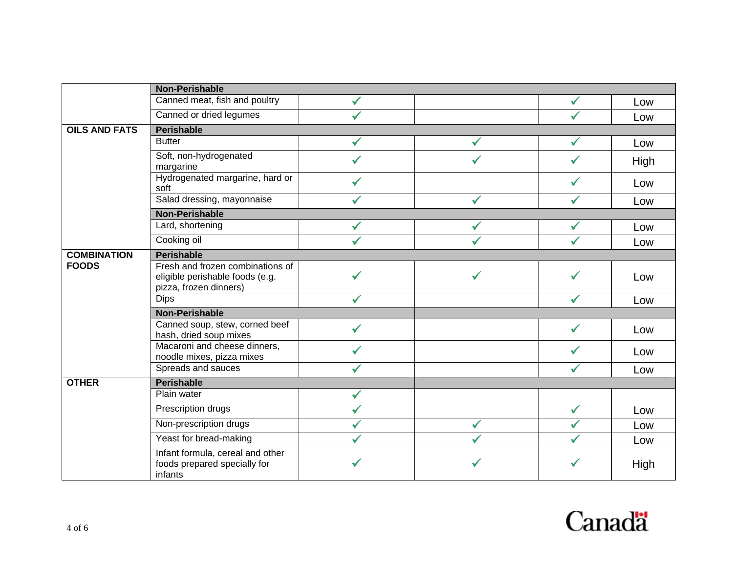| | | | | | |
|---|---|---|---|---|---|
| | **Non-Perishable** | | | | |
| | Canned meat, fish and poultry | ✓ | | ✓ | Low |
| | Canned or dried legumes | ✓ | | ✓ | Low |
| **OILS AND FATS** | **Perishable** | | | | |
| | Butter | ✓ | ✓ | ✓ | Low |
| | Soft, non-hydrogenated margarine | ✓ | ✓ | ✓ | High |
| | Hydrogenated margarine, hard or soft | ✓ | | ✓ | Low |
| | Salad dressing, mayonnaise | ✓ | ✓ | ✓ | Low |
| | **Non-Perishable** | | | | |
| | Lard, shortening | ✓ | ✓ | ✓ | Low |
| | Cooking oil | ✓ | ✓ | ✓ | Low |
| **COMBINATION FOODS** | **Perishable** | | | | |
| | Fresh and frozen combinations of eligible perishable foods (e.g. pizza, frozen dinners) | ✓ | ✓ | ✓ | Low |
| | Dips | ✓ | | ✓ | Low |
| | **Non-Perishable** | | | | |
| | Canned soup, stew, corned beef hash, dried soup mixes | ✓ | | ✓ | Low |
| | Macaroni and cheese dinners, noodle mixes, pizza mixes | ✓ | | ✓ | Low |
| | Spreads and sauces | ✓ | | ✓ | Low |
| **OTHER** | **Perishable** | | | | |
| | Plain water | ✓ | | | |
| | Prescription drugs | ✓ | | ✓ | Low |
| | Non-prescription drugs | ✓ | ✓ | ✓ | Low |
| | Yeast for bread-making | ✓ | ✓ | ✓ | Low |
| | Infant formula, cereal and other foods prepared specially for infants | ✓ | ✓ | ✓ | High |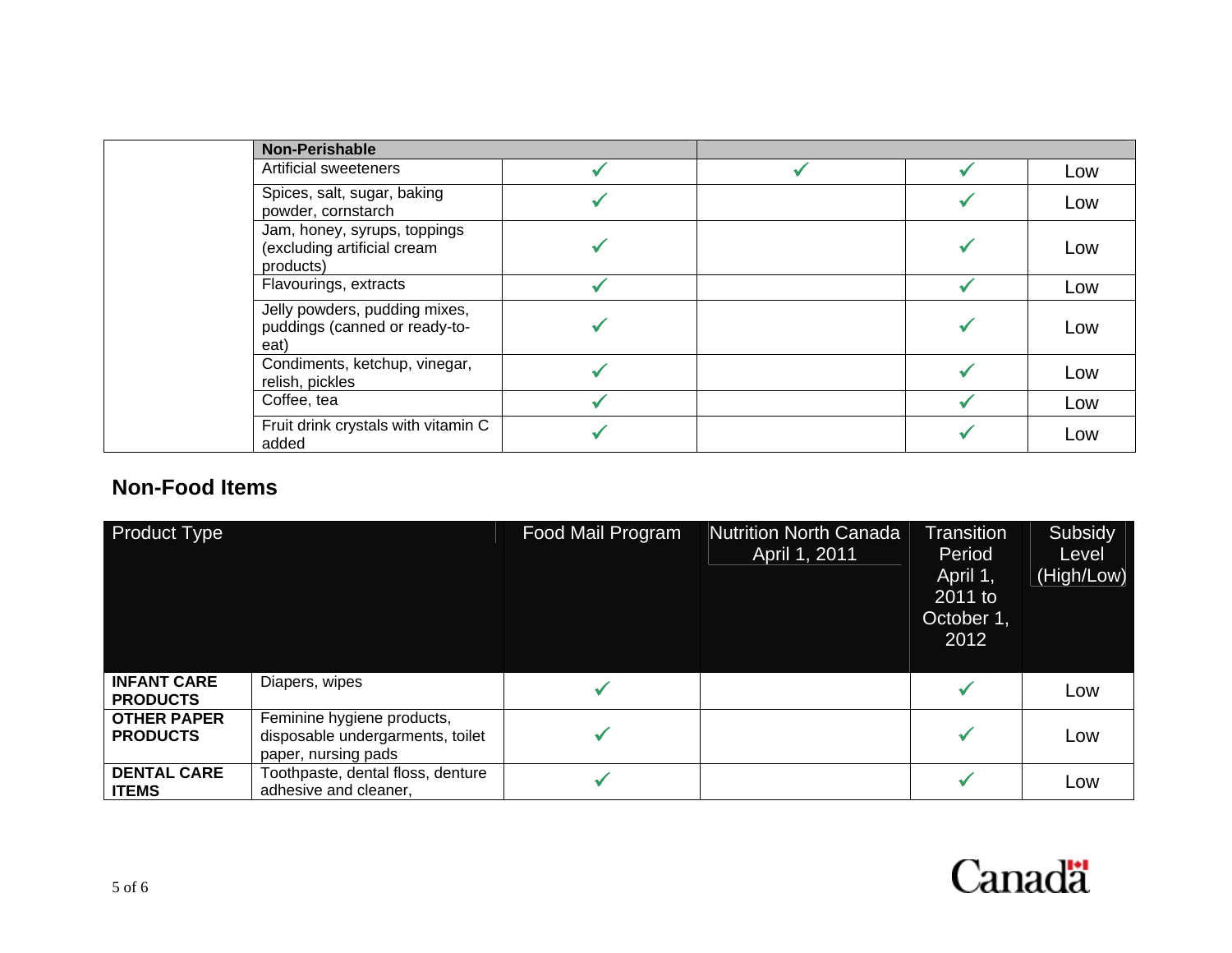| | Non-Perishable | | | | |
|---|---|---|---|---|---|
| | Artificial sweeteners | ✓ | ✓ | ✓ | Low |
| | Spices, salt, sugar, baking powder, cornstarch | ✓ | | ✓ | Low |
| | Jam, honey, syrups, toppings (excluding artificial cream products) | ✓ | | ✓ | Low |
| | Flavourings, extracts | ✓ | | ✓ | Low |
| | Jelly powders, pudding mixes, puddings (canned or ready-to-eat) | ✓ | | ✓ | Low |
| | Condiments, ketchup, vinegar, relish, pickles | ✓ | | ✓ | Low |
| | Coffee, tea | ✓ | | ✓ | Low |
| | Fruit drink crystals with vitamin C added | ✓ | | ✓ | Low |

## Non-Food Items

| Product Type | | Food Mail Program | Nutrition North Canada April 1, 2011 | Transition Period April 1, 2011 to October 1, 2012 | Subsidy Level (High/Low) |
|---|---|---|---|---|---|
| **INFANT CARE PRODUCTS** | Diapers, wipes | ✓ | | ✓ | Low |
| **OTHER PAPER PRODUCTS** | Feminine hygiene products, disposable undergarments, toilet paper, nursing pads | ✓ | | ✓ | Low |
| **DENTAL CARE ITEMS** | Toothpaste, dental floss, denture adhesive and cleaner, | ✓ | | ✓ | Low |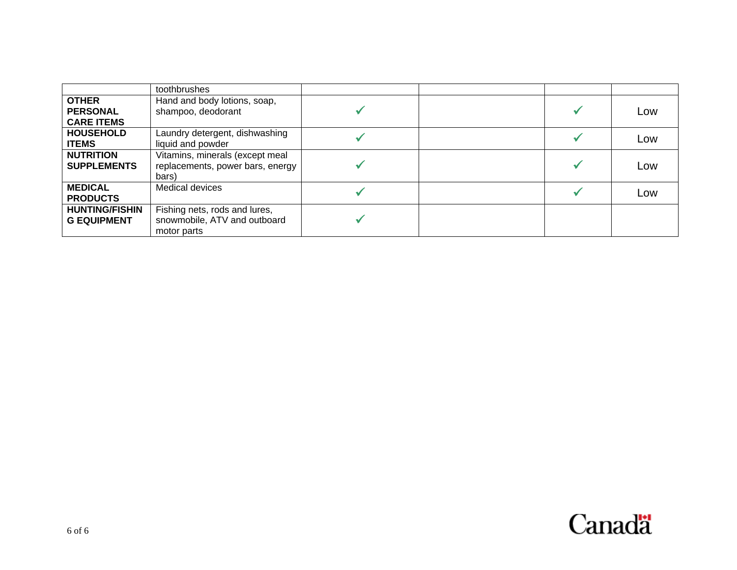| | | | | | |
|---|---|---|---|---|---|
| | toothbrushes | | | | |
| **OTHER PERSONAL CARE ITEMS** | Hand and body lotions, soap, shampoo, deodorant | ✓ | | ✓ | Low |
| **HOUSEHOLD ITEMS** | Laundry detergent, dishwashing liquid and powder | ✓ | | ✓ | Low |
| **NUTRITION SUPPLEMENTS** | Vitamins, minerals (except meal replacements, power bars, energy bars) | ✓ | | ✓ | Low |
| **MEDICAL PRODUCTS** | Medical devices | ✓ | | ✓ | Low |
| **HUNTING/FISHING EQUIPMENT** | Fishing nets, rods and lures, snowmobile, ATV and outboard motor parts | ✓ | | | |

Canada